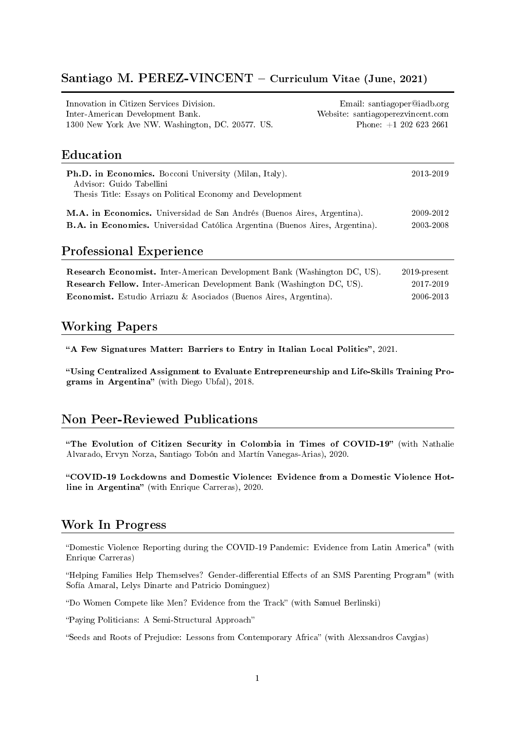# Santiago M. PEREZ-VINCENT – Curriculum Vitae (June, 2021)

Innovation in Citizen Services Division.
Inter-American Development Bank.
1300 New York Ave NW. Washington, DC. 20577. US.

Email: santiagoper@iadb.org
Website: santiagoperezvincent.com
Phone: +1 202 623 2661

## Education

**Ph.D. in Economics.** Bocconi University (Milan, Italy). 2013-2019
Advisor: Guido Tabellini
Thesis Title: Essays on Political Economy and Development

**M.A. in Economics.** Universidad de San Andrés (Buenos Aires, Argentina). 2009-2012

**B.A. in Economics.** Universidad Católica Argentina (Buenos Aires, Argentina). 2003-2008

## Professional Experience

**Research Economist.** Inter-American Development Bank (Washington DC, US). 2019-present

**Research Fellow.** Inter-American Development Bank (Washington DC, US). 2017-2019

**Economist.** Estudio Arriazu & Asociados (Buenos Aires, Argentina). 2006-2013

## Working Papers

**"A Few Signatures Matter: Barriers to Entry in Italian Local Politics"**, 2021.

**"Using Centralized Assignment to Evaluate Entrepreneurship and Life-Skills Training Programs in Argentina"** (with Diego Ubfal), 2018.

## Non Peer-Reviewed Publications

**"The Evolution of Citizen Security in Colombia in Times of COVID-19"** (with Nathalie Alvarado, Ervyn Norza, Santiago Tobón and Martín Vanegas-Arias), 2020.

**"COVID-19 Lockdowns and Domestic Violence: Evidence from a Domestic Violence Hotline in Argentina"** (with Enrique Carreras), 2020.

## Work In Progress

"Domestic Violence Reporting during the COVID-19 Pandemic: Evidence from Latin America" (with Enrique Carreras)

"Helping Families Help Themselves? Gender-differential Effects of an SMS Parenting Program" (with Sofía Amaral, Lelys Dinarte and Patricio Dominguez)

"Do Women Compete like Men? Evidence from the Track" (with Samuel Berlinski)

"Paying Politicians: A Semi-Structural Approach"

"Seeds and Roots of Prejudice: Lessons from Contemporary Africa" (with Alexsandros Cavgias)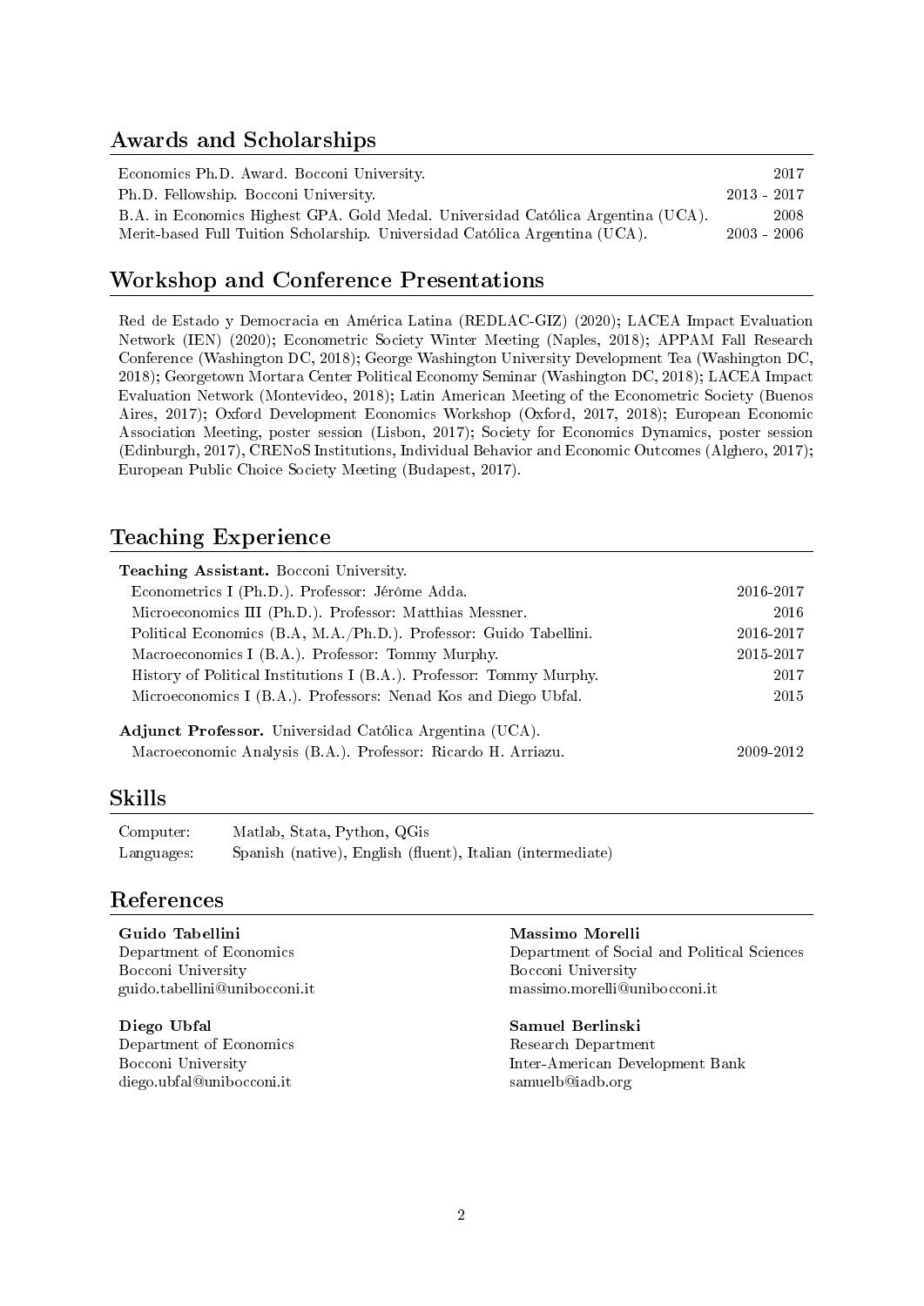## Awards and Scholarships

| | |
|---|---|
| Economics Ph.D. Award. Bocconi University. | 2017 |
| Ph.D. Fellowship. Bocconi University. | 2013 - 2017 |
| B.A. in Economics Highest GPA. Gold Medal. Universidad Católica Argentina (UCA). | 2008 |
| Merit-based Full Tuition Scholarship. Universidad Católica Argentina (UCA). | 2003 - 2006 |

## Workshop and Conference Presentations

Red de Estado y Democracia en América Latina (REDLAC-GIZ) (2020); LACEA Impact Evaluation Network (IEN) (2020); Econometric Society Winter Meeting (Naples, 2018); APPAM Fall Research Conference (Washington DC, 2018); George Washington University Development Tea (Washington DC, 2018); Georgetown Mortara Center Political Economy Seminar (Washington DC, 2018); LACEA Impact Evaluation Network (Montevideo, 2018); Latin American Meeting of the Econometric Society (Buenos Aires, 2017); Oxford Development Economics Workshop (Oxford, 2017, 2018); European Economic Association Meeting, poster session (Lisbon, 2017); Society for Economics Dynamics, poster session (Edinburgh, 2017), CRENoS Institutions, Individual Behavior and Economic Outcomes (Alghero, 2017); European Public Choice Society Meeting (Budapest, 2017).

## Teaching Experience

**Teaching Assistant.** Bocconi University.

| | |
|---|---|
| Econometrics I (Ph.D.). Professor: Jérôme Adda. | 2016-2017 |
| Microeconomics III (Ph.D.). Professor: Matthias Messner. | 2016 |
| Political Economics (B.A, M.A./Ph.D.). Professor: Guido Tabellini. | 2016-2017 |
| Macroeconomics I (B.A.). Professor: Tommy Murphy. | 2015-2017 |
| History of Political Institutions I (B.A.). Professor: Tommy Murphy. | 2017 |
| Microeconomics I (B.A.). Professors: Nenad Kos and Diego Ubfal. | 2015 |

**Adjunct Professor.** Universidad Católica Argentina (UCA).

| | |
|---|---|
| Macroeconomic Analysis (B.A.). Professor: Ricardo H. Arriazu. | 2009-2012 |

## Skills

| | |
|---|---|
| Computer: | Matlab, Stata, Python, QGis |
| Languages: | Spanish (native), English (fluent), Italian (intermediate) |

## References

**Guido Tabellini**
Department of Economics
Bocconi University
guido.tabellini@unibocconi.it

**Massimo Morelli**
Department of Social and Political Sciences
Bocconi University
massimo.morelli@unibocconi.it

**Diego Ubfal**
Department of Economics
Bocconi University
diego.ubfal@unibocconi.it

**Samuel Berlinski**
Research Department
Inter-American Development Bank
samuelb@iadb.org